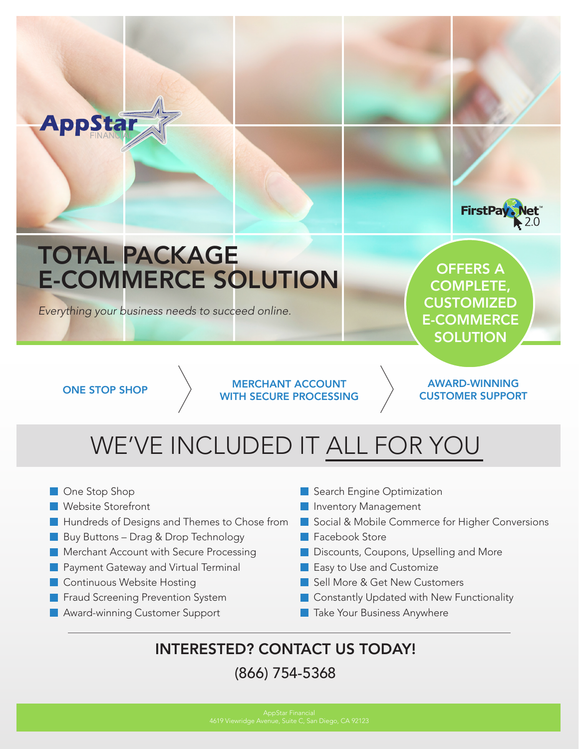AppStar FINANCIAL

FirstPay.Net™ 2.0

# TOTAL PACKAGE E-COMMERCE SOLUTION

*Everything your business needs to succeed online.*

**OFFERS A COMPLETE, CUSTOMIZED E-COMMERCE SOLUTION**

**ONE STOP SHOP** › **MERCHANT ACCOUNT WITH SECURE PROCESSING** › **AWARD-WINNING CUSTOMER SUPPORT**

## WE'VE INCLUDED IT ALL FOR YOU

- One Stop Shop
- Website Storefront
- Hundreds of Designs and Themes to Chose from
- Buy Buttons – Drag & Drop Technology
- Merchant Account with Secure Processing
- Payment Gateway and Virtual Terminal
- Continuous Website Hosting
- Fraud Screening Prevention System
- Award-winning Customer Support
- Search Engine Optimization
- Inventory Management
- Social & Mobile Commerce for Higher Conversions
- Facebook Store
- Discounts, Coupons, Upselling and More
- Easy to Use and Customize
- Sell More & Get New Customers
- Constantly Updated with New Functionality
- Take Your Business Anywhere

### INTERESTED? CONTACT US TODAY!

(866) 754-5368

AppStar Financial
4619 Viewridge Avenue, Suite C, San Diego, CA 92123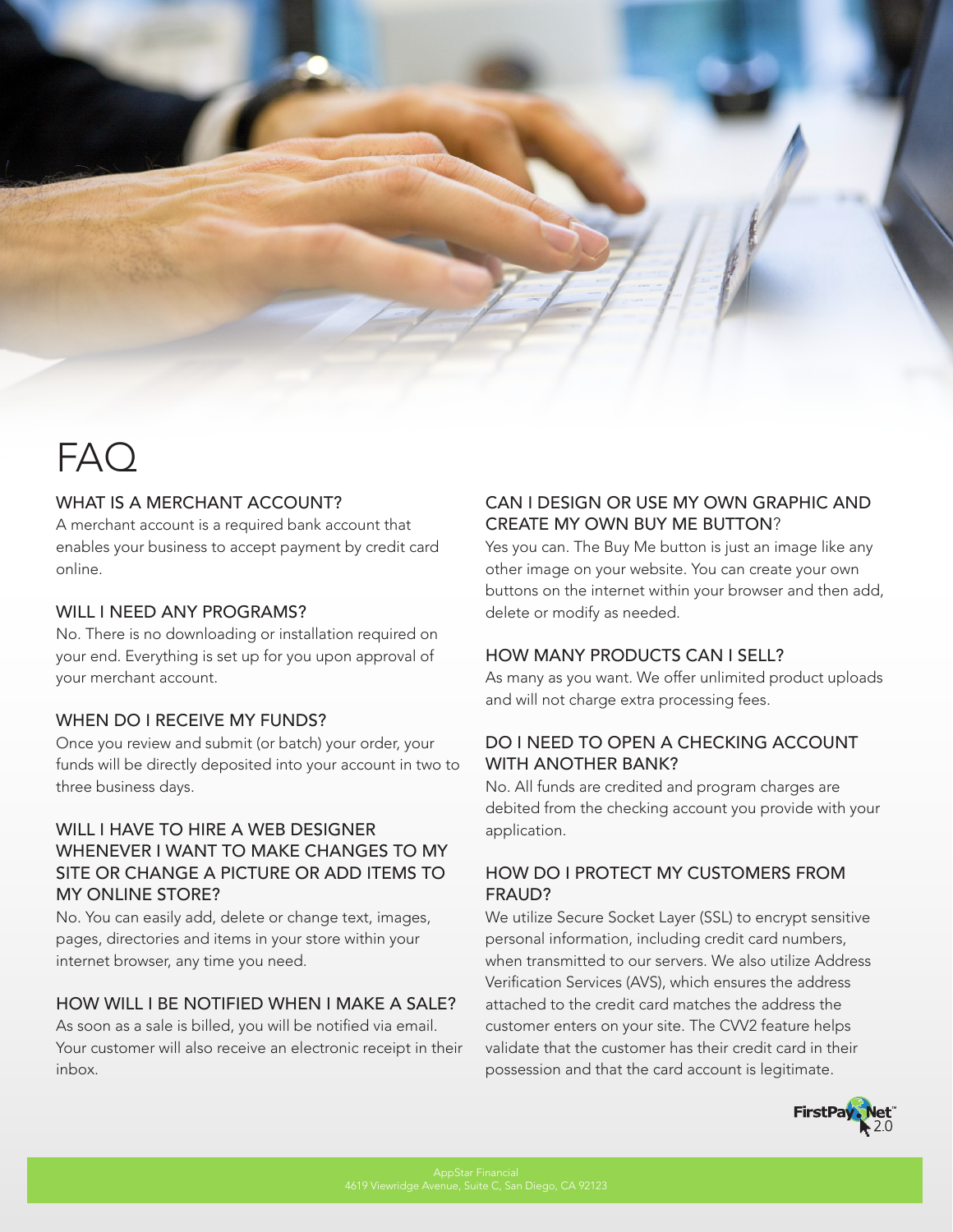# FAQ

### WHAT IS A MERCHANT ACCOUNT?

A merchant account is a required bank account that enables your business to accept payment by credit card online.

### WILL I NEED ANY PROGRAMS?

No. There is no downloading or installation required on your end. Everything is set up for you upon approval of your merchant account.

### WHEN DO I RECEIVE MY FUNDS?

Once you review and submit (or batch) your order, your funds will be directly deposited into your account in two to three business days.

### WILL I HAVE TO HIRE A WEB DESIGNER WHENEVER I WANT TO MAKE CHANGES TO MY SITE OR CHANGE A PICTURE OR ADD ITEMS TO MY ONLINE STORE?

No. You can easily add, delete or change text, images, pages, directories and items in your store within your internet browser, any time you need.

### HOW WILL I BE NOTIFIED WHEN I MAKE A SALE?

As soon as a sale is billed, you will be notified via email. Your customer will also receive an electronic receipt in their inbox.

### CAN I DESIGN OR USE MY OWN GRAPHIC AND CREATE MY OWN BUY ME BUTTON?

Yes you can. The Buy Me button is just an image like any other image on your website. You can create your own buttons on the internet within your browser and then add, delete or modify as needed.

### HOW MANY PRODUCTS CAN I SELL?

As many as you want. We offer unlimited product uploads and will not charge extra processing fees.

### DO I NEED TO OPEN A CHECKING ACCOUNT WITH ANOTHER BANK?

No. All funds are credited and program charges are debited from the checking account you provide with your application.

### HOW DO I PROTECT MY CUSTOMERS FROM FRAUD?

We utilize Secure Socket Layer (SSL) to encrypt sensitive personal information, including credit card numbers, when transmitted to our servers. We also utilize Address Verification Services (AVS), which ensures the address attached to the credit card matches the address the customer enters on your site. The CVV2 feature helps validate that the customer has their credit card in their possession and that the card account is legitimate.

FirstPayNet™ 2.0

AppStar Financial
4619 Viewridge Avenue, Suite C, San Diego, CA 92123